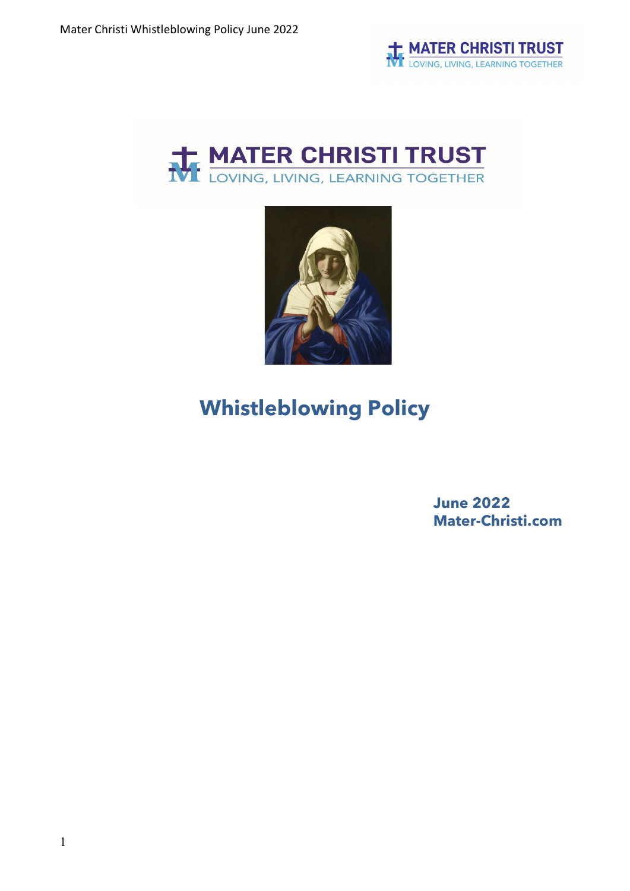# MATER CHRISTI TRUST

LOVING, LIVING, LEARNING TOGETHER

# Whistleblowing Policy

**June 2022**
**Mater-Christi.com**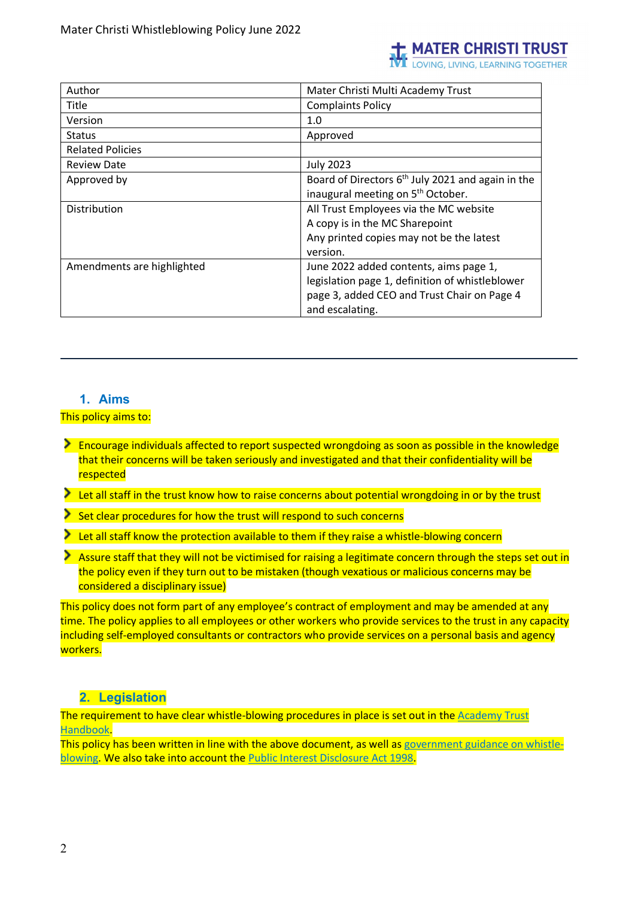| Author | Mater Christi Multi Academy Trust |
| --- | --- |
| Title | Complaints Policy |
| Version | 1.0 |
| Status | Approved |
| Related Policies | |
| Review Date | July 2023 |
| Approved by | Board of Directors 6th July 2021 and again in the inaugural meeting on 5th October. |
| Distribution | All Trust Employees via the MC website<br>A copy is in the MC Sharepoint<br>Any printed copies may not be the latest version. |
| Amendments are highlighted | June 2022 added contents, aims page 1, legislation page 1, definition of whistleblower page 3, added CEO and Trust Chair on Page 4 and escalating. |

---

## 1. Aims

This policy aims to:

- Encourage individuals affected to report suspected wrongdoing as soon as possible in the knowledge that their concerns will be taken seriously and investigated and that their confidentiality will be respected
- Let all staff in the trust know how to raise concerns about potential wrongdoing in or by the trust
- Set clear procedures for how the trust will respond to such concerns
- Let all staff know the protection available to them if they raise a whistle-blowing concern
- Assure staff that they will not be victimised for raising a legitimate concern through the steps set out in the policy even if they turn out to be mistaken (though vexatious or malicious concerns may be considered a disciplinary issue)

This policy does not form part of any employee's contract of employment and may be amended at any time. The policy applies to all employees or other workers who provide services to the trust in any capacity including self-employed consultants or contractors who provide services on a personal basis and agency workers.

## 2. Legislation

The requirement to have clear whistle-blowing procedures in place is set out in the Academy Trust Handbook.

This policy has been written in line with the above document, as well as government guidance on whistle-blowing. We also take into account the Public Interest Disclosure Act 1998.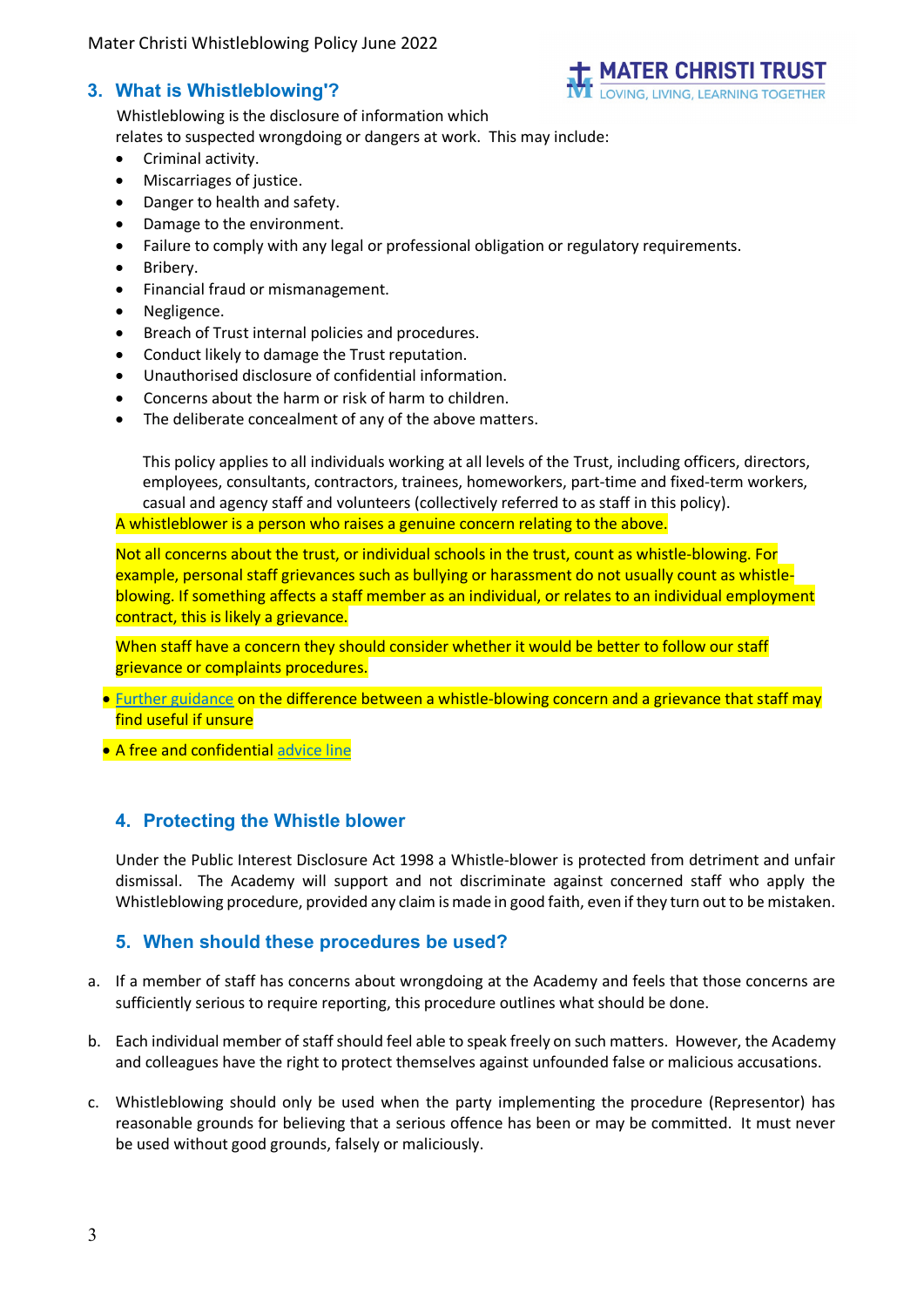## 3. What is Whistleblowing'?

Whistleblowing is the disclosure of information which relates to suspected wrongdoing or dangers at work. This may include:

- Criminal activity.
- Miscarriages of justice.
- Danger to health and safety.
- Damage to the environment.
- Failure to comply with any legal or professional obligation or regulatory requirements.
- Bribery.
- Financial fraud or mismanagement.
- Negligence.
- Breach of Trust internal policies and procedures.
- Conduct likely to damage the Trust reputation.
- Unauthorised disclosure of confidential information.
- Concerns about the harm or risk of harm to children.
- The deliberate concealment of any of the above matters.

This policy applies to all individuals working at all levels of the Trust, including officers, directors, employees, consultants, contractors, trainees, homeworkers, part-time and fixed-term workers, casual and agency staff and volunteers (collectively referred to as staff in this policy).

A whistleblower is a person who raises a genuine concern relating to the above.

Not all concerns about the trust, or individual schools in the trust, count as whistle-blowing. For example, personal staff grievances such as bullying or harassment do not usually count as whistle-blowing. If something affects a staff member as an individual, or relates to an individual employment contract, this is likely a grievance.

When staff have a concern they should consider whether it would be better to follow our staff grievance or complaints procedures.

- Further guidance on the difference between a whistle-blowing concern and a grievance that staff may find useful if unsure
- A free and confidential advice line

## 4. Protecting the Whistle blower

Under the Public Interest Disclosure Act 1998 a Whistle-blower is protected from detriment and unfair dismissal. The Academy will support and not discriminate against concerned staff who apply the Whistleblowing procedure, provided any claim is made in good faith, even if they turn out to be mistaken.

## 5. When should these procedures be used?

a. If a member of staff has concerns about wrongdoing at the Academy and feels that those concerns are sufficiently serious to require reporting, this procedure outlines what should be done.

b. Each individual member of staff should feel able to speak freely on such matters. However, the Academy and colleagues have the right to protect themselves against unfounded false or malicious accusations.

c. Whistleblowing should only be used when the party implementing the procedure (Representor) has reasonable grounds for believing that a serious offence has been or may be committed. It must never be used without good grounds, falsely or maliciously.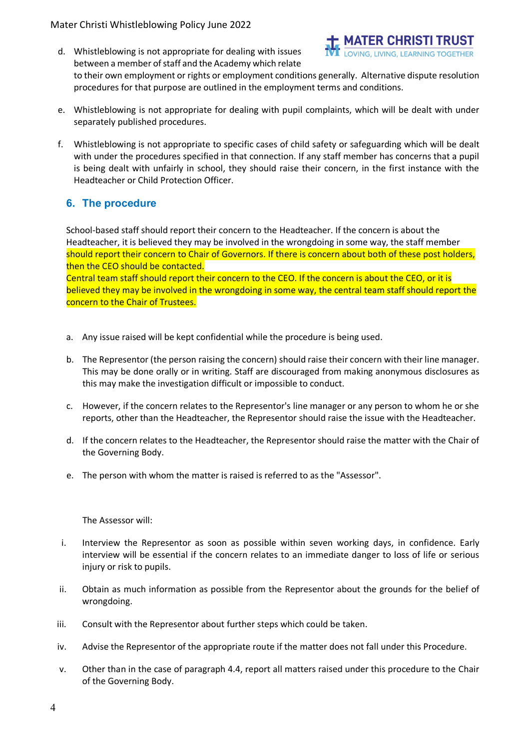d. Whistleblowing is not appropriate for dealing with issues between a member of staff and the Academy which relate to their own employment or rights or employment conditions generally. Alternative dispute resolution procedures for that purpose are outlined in the employment terms and conditions.

e. Whistleblowing is not appropriate for dealing with pupil complaints, which will be dealt with under separately published procedures.

f. Whistleblowing is not appropriate to specific cases of child safety or safeguarding which will be dealt with under the procedures specified in that connection. If any staff member has concerns that a pupil is being dealt with unfairly in school, they should raise their concern, in the first instance with the Headteacher or Child Protection Officer.

## 6. The procedure

School-based staff should report their concern to the Headteacher. If the concern is about the Headteacher, it is believed they may be involved in the wrongdoing in some way, the staff member should report their concern to Chair of Governors. If there is concern about both of these post holders, then the CEO should be contacted.
Central team staff should report their concern to the CEO. If the concern is about the CEO, or it is believed they may be involved in the wrongdoing in some way, the central team staff should report the concern to the Chair of Trustees.

a. Any issue raised will be kept confidential while the procedure is being used.

b. The Representor (the person raising the concern) should raise their concern with their line manager. This may be done orally or in writing. Staff are discouraged from making anonymous disclosures as this may make the investigation difficult or impossible to conduct.

c. However, if the concern relates to the Representor's line manager or any person to whom he or she reports, other than the Headteacher, the Representor should raise the issue with the Headteacher.

d. If the concern relates to the Headteacher, the Representor should raise the matter with the Chair of the Governing Body.

e. The person with whom the matter is raised is referred to as the "Assessor".

The Assessor will:

i. Interview the Representor as soon as possible within seven working days, in confidence. Early interview will be essential if the concern relates to an immediate danger to loss of life or serious injury or risk to pupils.

ii. Obtain as much information as possible from the Representor about the grounds for the belief of wrongdoing.

iii. Consult with the Representor about further steps which could be taken.

iv. Advise the Representor of the appropriate route if the matter does not fall under this Procedure.

v. Other than in the case of paragraph 4.4, report all matters raised under this procedure to the Chair of the Governing Body.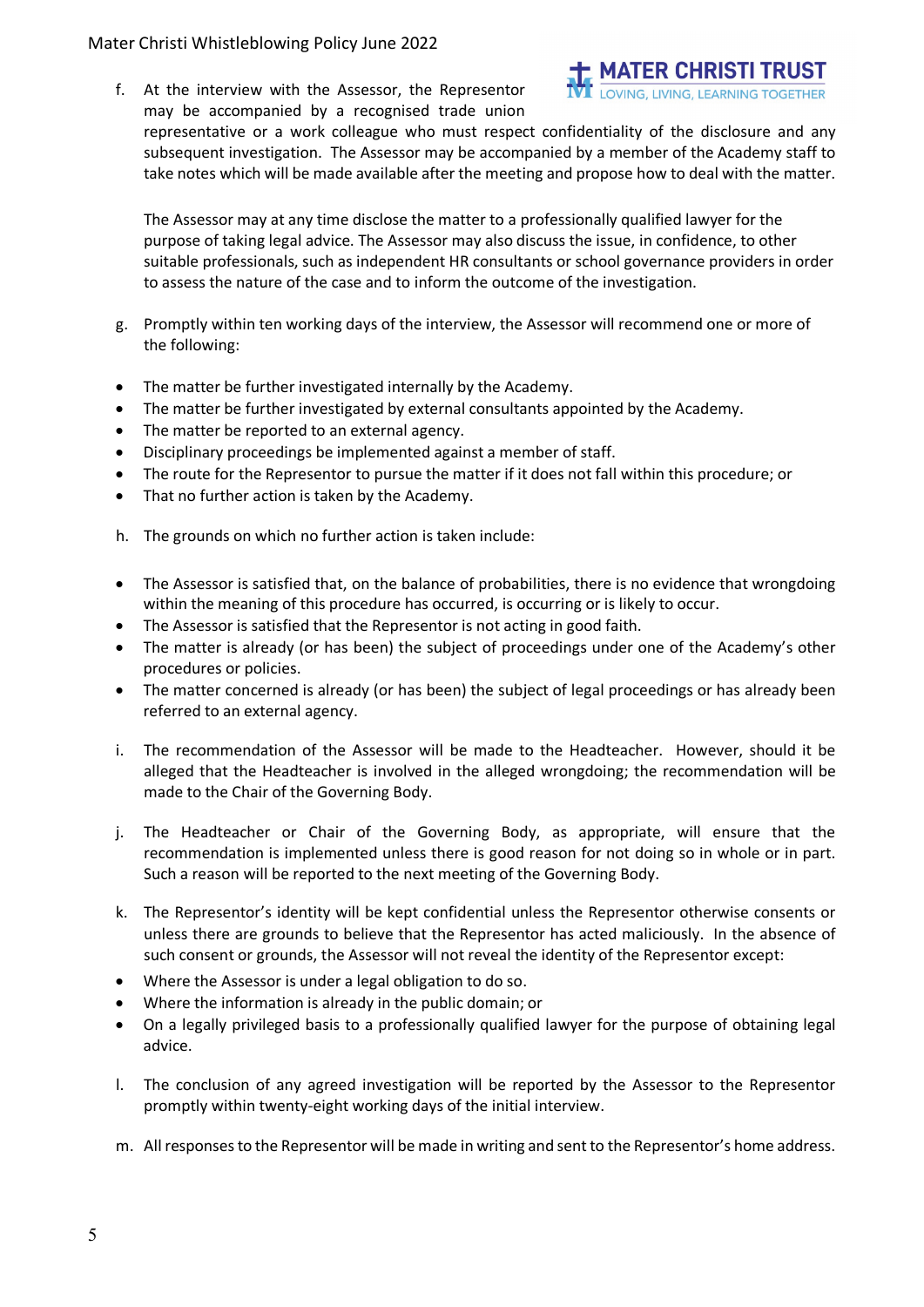f. At the interview with the Assessor, the Representor may be accompanied by a recognised trade union representative or a work colleague who must respect confidentiality of the disclosure and any subsequent investigation. The Assessor may be accompanied by a member of the Academy staff to take notes which will be made available after the meeting and propose how to deal with the matter.

   The Assessor may at any time disclose the matter to a professionally qualified lawyer for the purpose of taking legal advice. The Assessor may also discuss the issue, in confidence, to other suitable professionals, such as independent HR consultants or school governance providers in order to assess the nature of the case and to inform the outcome of the investigation.

g. Promptly within ten working days of the interview, the Assessor will recommend one or more of the following:

- The matter be further investigated internally by the Academy.
- The matter be further investigated by external consultants appointed by the Academy.
- The matter be reported to an external agency.
- Disciplinary proceedings be implemented against a member of staff.
- The route for the Representor to pursue the matter if it does not fall within this procedure; or
- That no further action is taken by the Academy.

h. The grounds on which no further action is taken include:

- The Assessor is satisfied that, on the balance of probabilities, there is no evidence that wrongdoing within the meaning of this procedure has occurred, is occurring or is likely to occur.
- The Assessor is satisfied that the Representor is not acting in good faith.
- The matter is already (or has been) the subject of proceedings under one of the Academy's other procedures or policies.
- The matter concerned is already (or has been) the subject of legal proceedings or has already been referred to an external agency.

i. The recommendation of the Assessor will be made to the Headteacher. However, should it be alleged that the Headteacher is involved in the alleged wrongdoing; the recommendation will be made to the Chair of the Governing Body.

j. The Headteacher or Chair of the Governing Body, as appropriate, will ensure that the recommendation is implemented unless there is good reason for not doing so in whole or in part. Such a reason will be reported to the next meeting of the Governing Body.

k. The Representor's identity will be kept confidential unless the Representor otherwise consents or unless there are grounds to believe that the Representor has acted maliciously. In the absence of such consent or grounds, the Assessor will not reveal the identity of the Representor except:

- Where the Assessor is under a legal obligation to do so.
- Where the information is already in the public domain; or
- On a legally privileged basis to a professionally qualified lawyer for the purpose of obtaining legal advice.

l. The conclusion of any agreed investigation will be reported by the Assessor to the Representor promptly within twenty-eight working days of the initial interview.

m. All responses to the Representor will be made in writing and sent to the Representor's home address.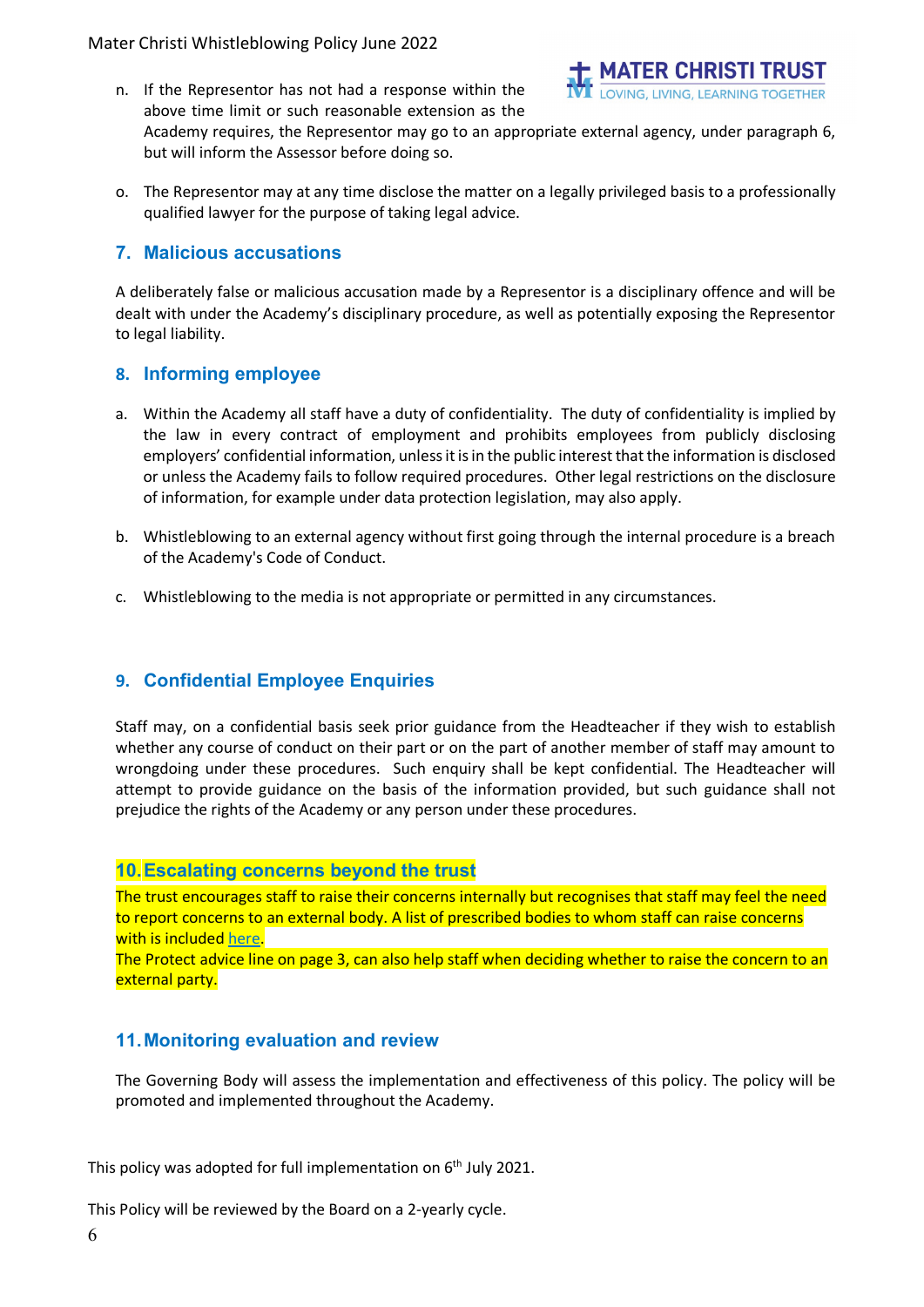n. If the Representor has not had a response within the above time limit or such reasonable extension as the Academy requires, the Representor may go to an appropriate external agency, under paragraph 6, but will inform the Assessor before doing so.

o. The Representor may at any time disclose the matter on a legally privileged basis to a professionally qualified lawyer for the purpose of taking legal advice.

## 7. Malicious accusations

A deliberately false or malicious accusation made by a Representor is a disciplinary offence and will be dealt with under the Academy's disciplinary procedure, as well as potentially exposing the Representor to legal liability.

## 8. Informing employee

a. Within the Academy all staff have a duty of confidentiality. The duty of confidentiality is implied by the law in every contract of employment and prohibits employees from publicly disclosing employers' confidential information, unless it is in the public interest that the information is disclosed or unless the Academy fails to follow required procedures. Other legal restrictions on the disclosure of information, for example under data protection legislation, may also apply.

b. Whistleblowing to an external agency without first going through the internal procedure is a breach of the Academy's Code of Conduct.

c. Whistleblowing to the media is not appropriate or permitted in any circumstances.

## 9. Confidential Employee Enquiries

Staff may, on a confidential basis seek prior guidance from the Headteacher if they wish to establish whether any course of conduct on their part or on the part of another member of staff may amount to wrongdoing under these procedures. Such enquiry shall be kept confidential. The Headteacher will attempt to provide guidance on the basis of the information provided, but such guidance shall not prejudice the rights of the Academy or any person under these procedures.

## 10. Escalating concerns beyond the trust

The trust encourages staff to raise their concerns internally but recognises that staff may feel the need to report concerns to an external body. A list of prescribed bodies to whom staff can raise concerns with is included here.

The Protect advice line on page 3, can also help staff when deciding whether to raise the concern to an external party.

## 11. Monitoring evaluation and review

The Governing Body will assess the implementation and effectiveness of this policy. The policy will be promoted and implemented throughout the Academy.

This policy was adopted for full implementation on 6th July 2021.

This Policy will be reviewed by the Board on a 2-yearly cycle.